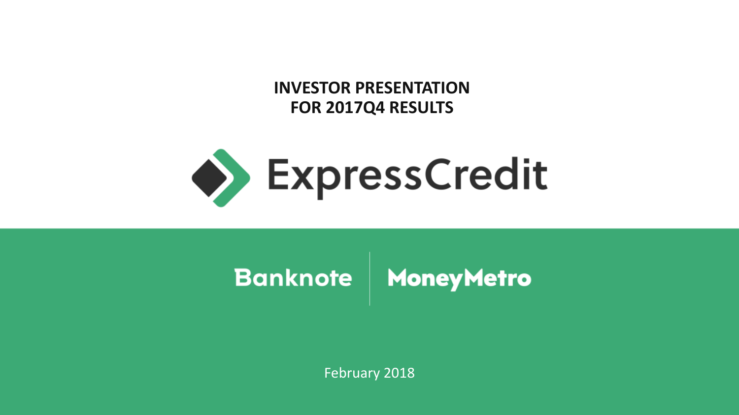# INVESTOR PRESENTATION FOR 2017Q4 RESULTS

ExpressCredit

Banknote | MoneyMetro

February 2018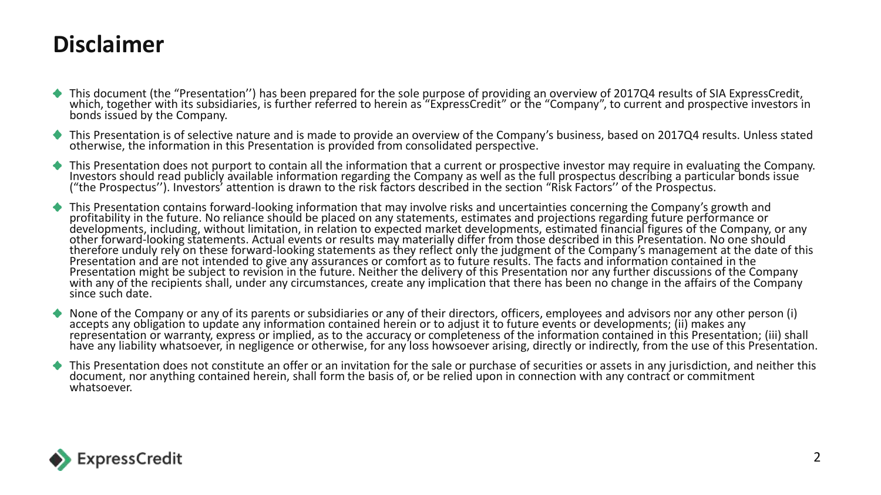# Disclaimer

- This document (the "Presentation'') has been prepared for the sole purpose of providing an overview of 2017Q4 results of SIA ExpressCredit, which, together with its subsidiaries, is further referred to herein as "ExpressCredit" or the "Company", to current and prospective investors in bonds issued by the Company.
- This Presentation is of selective nature and is made to provide an overview of the Company's business, based on 2017Q4 results. Unless stated otherwise, the information in this Presentation is provided from consolidated perspective.
- This Presentation does not purport to contain all the information that a current or prospective investor may require in evaluating the Company. Investors should read publicly available information regarding the Company as well as the full prospectus describing a particular bonds issue ("the Prospectus''). Investors' attention is drawn to the risk factors described in the section "Risk Factors'' of the Prospectus.
- This Presentation contains forward-looking information that may involve risks and uncertainties concerning the Company's growth and profitability in the future. No reliance should be placed on any statements, estimates and projections regarding future performance or developments, including, without limitation, in relation to expected market developments, estimated financial figures of the Company, or any other forward-looking statements. Actual events or results may materially differ from those described in this Presentation. No one should therefore unduly rely on these forward-looking statements as they reflect only the judgment of the Company's management at the date of this Presentation and are not intended to give any assurances or comfort as to future results. The facts and information contained in the Presentation might be subject to revision in the future. Neither the delivery of this Presentation nor any further discussions of the Company with any of the recipients shall, under any circumstances, create any implication that there has been no change in the affairs of the Company since such date.
- None of the Company or any of its parents or subsidiaries or any of their directors, officers, employees and advisors nor any other person (i) accepts any obligation to update any information contained herein or to adjust it to future events or developments; (ii) makes any representation or warranty, express or implied, as to the accuracy or completeness of the information contained in this Presentation; (iii) shall have any liability whatsoever, in negligence or otherwise, for any loss howsoever arising, directly or indirectly, from the use of this Presentation.
- This Presentation does not constitute an offer or an invitation for the sale or purchase of securities or assets in any jurisdiction, and neither this document, nor anything contained herein, shall form the basis of, or be relied upon in connection with any contract or commitment whatsoever.

ExpressCredit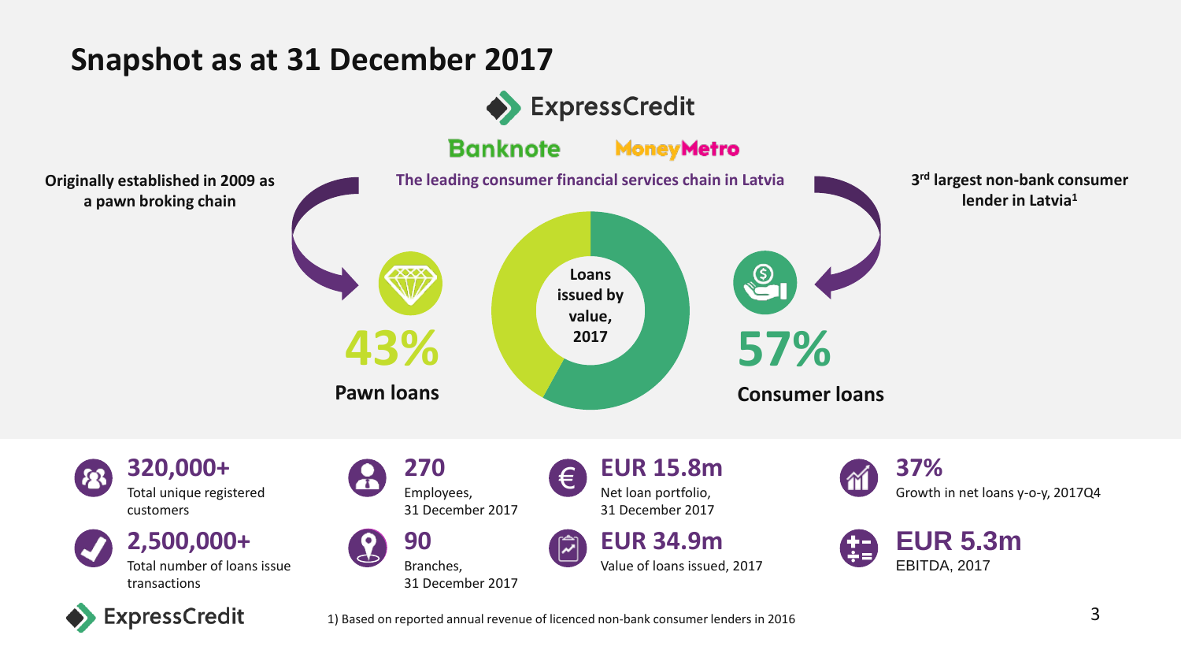# Snapshot as at 31 December 2017

ExpressCredit

Banknote MoneyMetro

The leading consumer financial services chain in Latvia

**Originally established in 2009 as a pawn broking chain**

**3rd largest non-bank consumer lender in Latvia[1]**

Loans issued by value, 2017

**43%**

**Pawn loans**

**57%**

**Consumer loans**

**320,000+**
Total unique registered customers

**2,500,000+**
Total number of loans issue transactions

**270**
Employees, 31 December 2017

**90**
Branches, 31 December 2017

**EUR 15.8m**
Net loan portfolio, 31 December 2017

**EUR 34.9m**
Value of loans issued, 2017

**37%**
Growth in net loans y-o-y, 2017Q4

**EUR 5.3m**
EBITDA, 2017

ExpressCredit

1) Based on reported annual revenue of licenced non-bank consumer lenders in 2016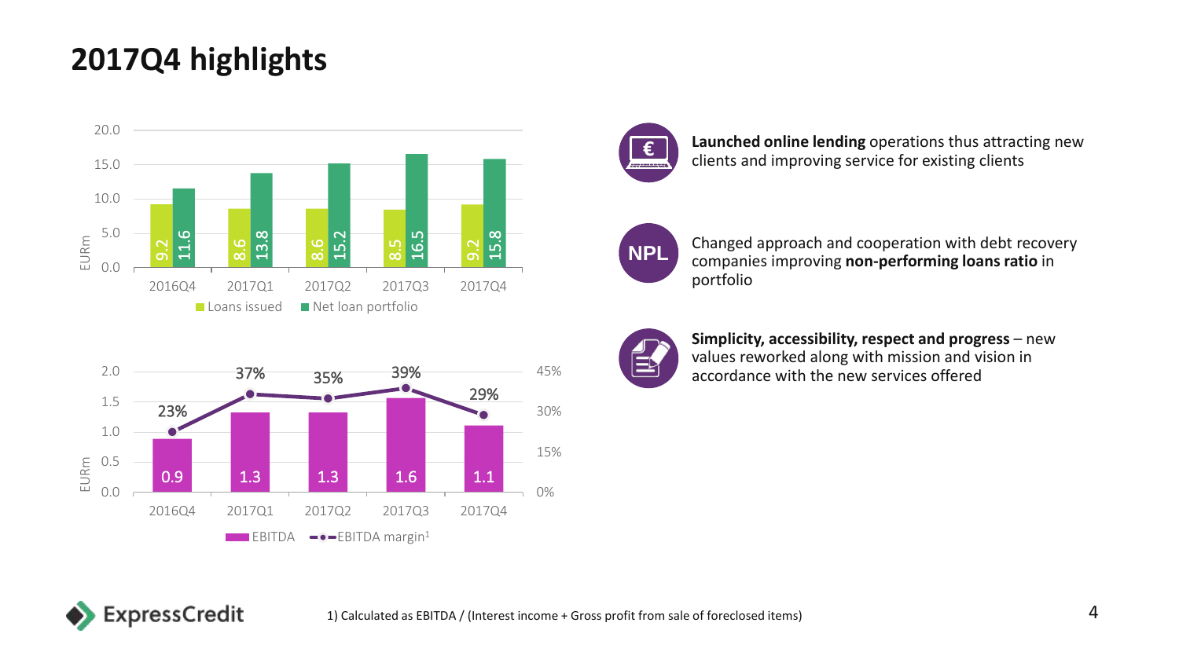# 2017Q4 highlights

| EURm | 2016Q4 | 2017Q1 | 2017Q2 | 2017Q3 | 2017Q4 |
|---|---|---|---|---|---|
| Loans issued | 9.2 | 8.6 | 8.6 | 8.5 | 9.2 |
| Net loan portfolio | 11.6 | 13.8 | 15.2 | 16.5 | 15.8 |

| | 2016Q4 | 2017Q1 | 2017Q2 | 2017Q3 | 2017Q4 |
|---|---|---|---|---|---|
| EBITDA (EURm) | 0.9 | 1.3 | 1.3 | 1.6 | 1.1 |
| EBITDA margin[1] | 23% | 37% | 35% | 39% | 29% |

**Launched online lending** operations thus attracting new clients and improving service for existing clients

Changed approach and cooperation with debt recovery companies improving **non-performing loans ratio** in portfolio

**Simplicity, accessibility, respect and progress** – new values reworked along with mission and vision in accordance with the new services offered

1) Calculated as EBITDA / (Interest income + Gross profit from sale of foreclosed items)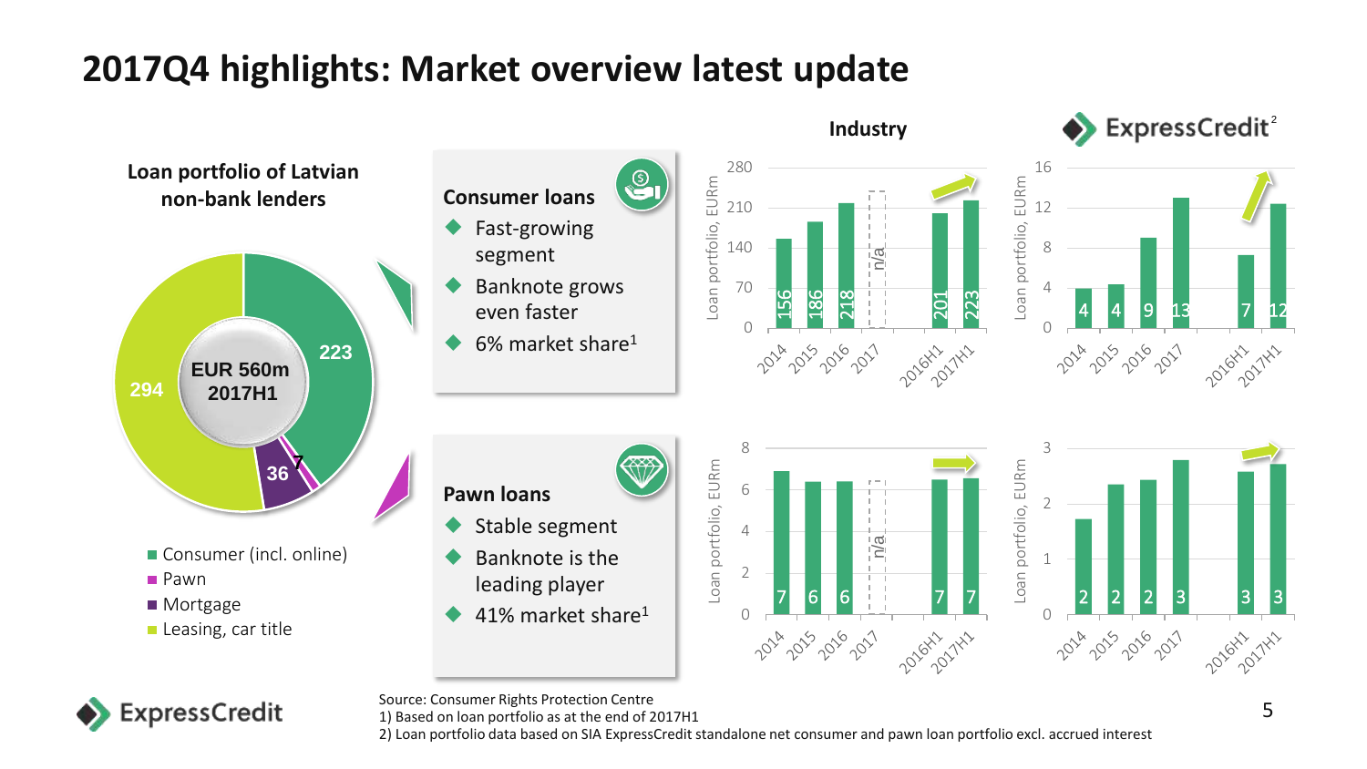# 2017Q4 highlights: Market overview latest update

**Loan portfolio of Latvian non-bank lenders**

EUR 560m 2017H1

| Segment | EURm |
| --- | --- |
| Consumer (incl. online) | 223 |
| Pawn | 7 |
| Mortgage | 36 |
| Leasing, car title | 294 |

### Consumer loans

- Fast-growing segment
- Banknote grows even faster
- 6% market share[1]

| Loan portfolio, EURm | 2014 | 2015 | 2016 | 2017 | 2016H1 | 2017H1 |
| --- | --- | --- | --- | --- | --- | --- |
| Industry | 156 | 186 | 218 | n/a | 201 | 223 |
| ExpressCredit[2] | 4 | 4 | 9 | 13 | 7 | 12 |

### Pawn loans

- Stable segment
- Banknote is the leading player
- 41% market share[1]

| Loan portfolio, EURm | 2014 | 2015 | 2016 | 2017 | 2016H1 | 2017H1 |
| --- | --- | --- | --- | --- | --- | --- |
| Industry | 7 | 6 | 6 | n/a | 7 | 7 |
| ExpressCredit[2] | 2 | 2 | 2 | 3 | 3 | 3 |

Source: Consumer Rights Protection Centre
1) Based on loan portfolio as at the end of 2017H1
2) Loan portfolio data based on SIA ExpressCredit standalone net consumer and pawn loan portfolio excl. accrued interest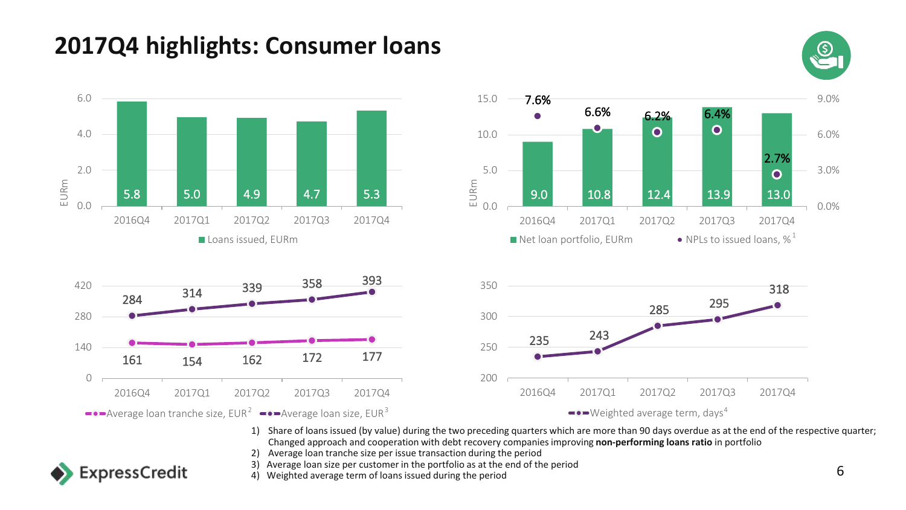# 2017Q4 highlights: Consumer loans

| | 2016Q4 | 2017Q1 | 2017Q2 | 2017Q3 | 2017Q4 |
|---|---|---|---|---|---|
| Loans issued, EURm | 5.8 | 5.0 | 4.9 | 4.7 | 5.3 |

| | 2016Q4 | 2017Q1 | 2017Q2 | 2017Q3 | 2017Q4 |
|---|---|---|---|---|---|
| Net loan portfolio, EURm | 9.0 | 10.8 | 12.4 | 13.9 | 13.0 |
| NPLs to issued loans, % [1] | 7.6% | 6.6% | 6.2% | 6.4% | 2.7% |

| | 2016Q4 | 2017Q1 | 2017Q2 | 2017Q3 | 2017Q4 |
|---|---|---|---|---|---|
| Average loan tranche size, EUR [2] | 161 | 154 | 162 | 172 | 177 |
| Average loan size, EUR [3] | 284 | 314 | 339 | 358 | 393 |

| | 2016Q4 | 2017Q1 | 2017Q2 | 2017Q3 | 2017Q4 |
|---|---|---|---|---|---|
| Weighted average term, days [4] | 235 | 243 | 285 | 295 | 318 |

1) Share of loans issued (by value) during the two preceding quarters which are more than 90 days overdue as at the end of the respective quarter; Changed approach and cooperation with debt recovery companies improving **non-performing loans ratio** in portfolio
2) Average loan tranche size per issue transaction during the period
3) Average loan size per customer in the portfolio as at the end of the period
4) Weighted average term of loans issued during the period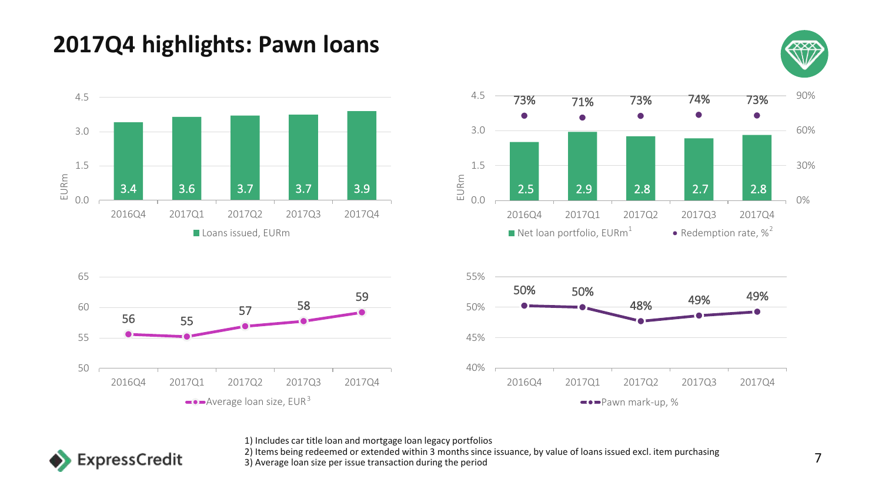# 2017Q4 highlights: Pawn loans

| | 2016Q4 | 2017Q1 | 2017Q2 | 2017Q3 | 2017Q4 |
|---|---|---|---|---|---|
| Loans issued, EURm | 3.4 | 3.6 | 3.7 | 3.7 | 3.9 |

| | 2016Q4 | 2017Q1 | 2017Q2 | 2017Q3 | 2017Q4 |
|---|---|---|---|---|---|
| Net loan portfolio, EURm[1] | 2.5 | 2.9 | 2.8 | 2.7 | 2.8 |
| Redemption rate, %[2] | 73% | 71% | 73% | 74% | 73% |

| | 2016Q4 | 2017Q1 | 2017Q2 | 2017Q3 | 2017Q4 |
|---|---|---|---|---|---|
| Average loan size, EUR[3] | 56 | 55 | 57 | 58 | 59 |

| | 2016Q4 | 2017Q1 | 2017Q2 | 2017Q3 | 2017Q4 |
|---|---|---|---|---|---|
| Pawn mark-up, % | 50% | 50% | 48% | 49% | 49% |

1) Includes car title loan and mortgage loan legacy portfolios
2) Items being redeemed or extended within 3 months since issuance, by value of loans issued excl. item purchasing
3) Average loan size per issue transaction during the period

ExpressCredit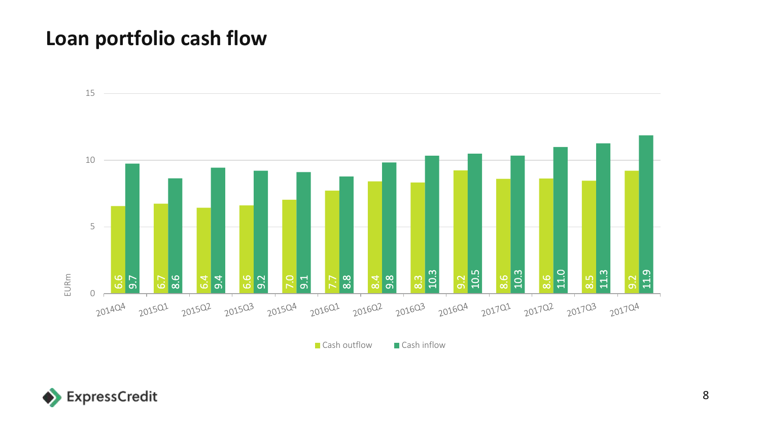# Loan portfolio cash flow

| EURm | Cash outflow | Cash inflow |
| --- | --- | --- |
| 2014Q4 | 6.6 | 9.7 |
| 2015Q1 | 6.7 | 8.6 |
| 2015Q2 | 6.4 | 9.4 |
| 2015Q3 | 6.6 | 9.2 |
| 2015Q4 | 7.0 | 9.1 |
| 2016Q1 | 7.7 | 8.8 |
| 2016Q2 | 8.4 | 9.8 |
| 2016Q3 | 8.3 | 10.3 |
| 2016Q4 | 9.2 | 10.5 |
| 2017Q1 | 8.6 | 10.3 |
| 2017Q2 | 8.6 | 11.0 |
| 2017Q3 | 8.5 | 11.3 |
| 2017Q4 | 9.2 | 11.9 |

ExpressCredit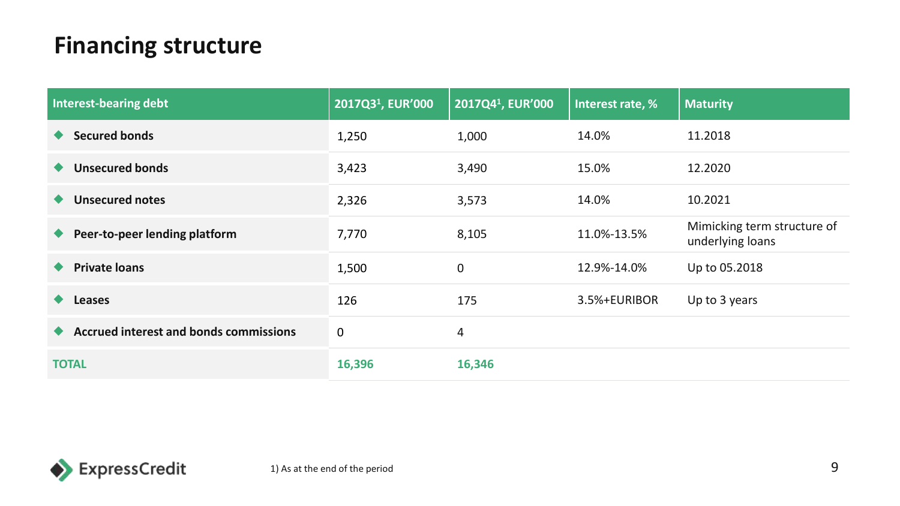# Financing structure

| Interest-bearing debt | 2017Q3[1], EUR'000 | 2017Q4[1], EUR'000 | Interest rate, % | Maturity |
|---|---|---|---|---|
| Secured bonds | 1,250 | 1,000 | 14.0% | 11.2018 |
| Unsecured bonds | 3,423 | 3,490 | 15.0% | 12.2020 |
| Unsecured notes | 2,326 | 3,573 | 14.0% | 10.2021 |
| Peer-to-peer lending platform | 7,770 | 8,105 | 11.0%-13.5% | Mimicking term structure of underlying loans |
| Private loans | 1,500 | 0 | 12.9%-14.0% | Up to 05.2018 |
| Leases | 126 | 175 | 3.5%+EURIBOR | Up to 3 years |
| Accrued interest and bonds commissions | 0 | 4 | | |
| **TOTAL** | **16,396** | **16,346** | | |

1) As at the end of the period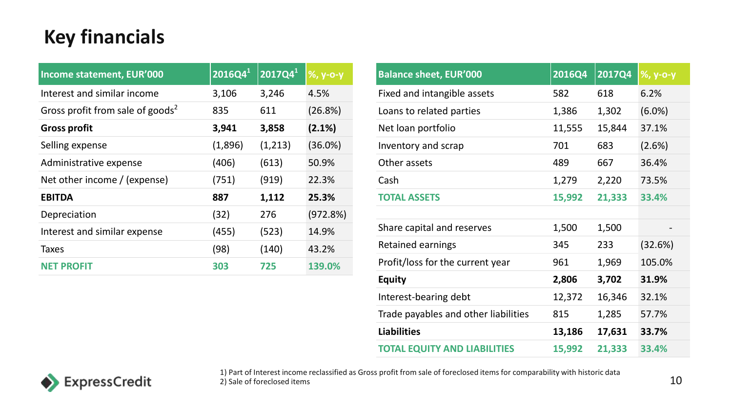# Key financials

| Income statement, EUR'000 | 2016Q4[1] | 2017Q4[1] | %, y-o-y |
|---|---|---|---|
| Interest and similar income | 3,106 | 3,246 | 4.5% |
| Gross profit from sale of goods[2] | 835 | 611 | (26.8%) |
| **Gross profit** | **3,941** | **3,858** | **(2.1%)** |
| Selling expense | (1,896) | (1,213) | (36.0%) |
| Administrative expense | (406) | (613) | 50.9% |
| Net other income / (expense) | (751) | (919) | 22.3% |
| **EBITDA** | **887** | **1,112** | **25.3%** |
| Depreciation | (32) | 276 | (972.8%) |
| Interest and similar expense | (455) | (523) | 14.9% |
| Taxes | (98) | (140) | 43.2% |
| **NET PROFIT** | **303** | **725** | **139.0%** |

| Balance sheet, EUR'000 | 2016Q4 | 2017Q4 | %, y-o-y |
|---|---|---|---|
| Fixed and intangible assets | 582 | 618 | 6.2% |
| Loans to related parties | 1,386 | 1,302 | (6.0%) |
| Net loan portfolio | 11,555 | 15,844 | 37.1% |
| Inventory and scrap | 701 | 683 | (2.6%) |
| Other assets | 489 | 667 | 36.4% |
| Cash | 1,279 | 2,220 | 73.5% |
| **TOTAL ASSETS** | **15,992** | **21,333** | **33.4%** |
| | | | |
| Share capital and reserves | 1,500 | 1,500 | - |
| Retained earnings | 345 | 233 | (32.6%) |
| Profit/loss for the current year | 961 | 1,969 | 105.0% |
| **Equity** | **2,806** | **3,702** | **31.9%** |
| Interest-bearing debt | 12,372 | 16,346 | 32.1% |
| Trade payables and other liabilities | 815 | 1,285 | 57.7% |
| **Liabilities** | **13,186** | **17,631** | **33.7%** |
| **TOTAL EQUITY AND LIABILITIES** | **15,992** | **21,333** | **33.4%** |

1) Part of Interest income reclassified as Gross profit from sale of foreclosed items for comparability with historic data
2) Sale of foreclosed items

ExpressCredit